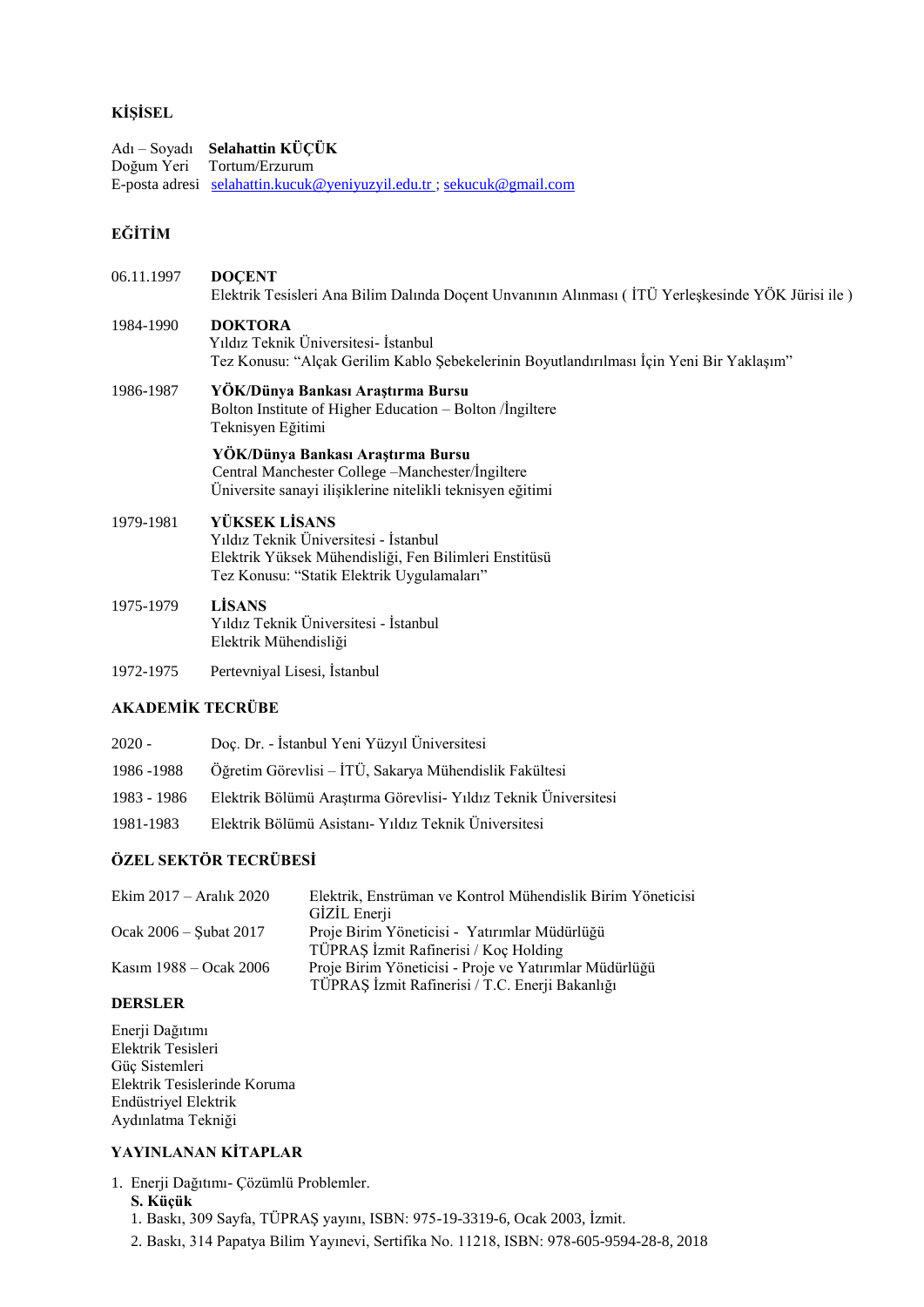## KİŞİSEL

Adı – Soyadı **Selahattin KÜÇÜK**
Doğum Yeri Tortum/Erzurum
E-posta adresi selahattin.kucuk@yeniyuzyil.edu.tr ; sekucuk@gmail.com

## EĞİTİM

06.11.1997 **DOÇENT**
Elektrik Tesisleri Ana Bilim Dalında Doçent Unvanının Alınması ( İTÜ Yerleşkesinde YÖK Jürisi ile )

1984-1990 **DOKTORA**
Yıldız Teknik Üniversitesi- İstanbul
Tez Konusu: "Alçak Gerilim Kablo Şebekelerinin Boyutlandırılması İçin Yeni Bir Yaklaşım"

1986-1987 **YÖK/Dünya Bankası Araştırma Bursu**
Bolton Institute of Higher Education – Bolton /İngiltere
Teknisyen Eğitimi

**YÖK/Dünya Bankası Araştırma Bursu**
Central Manchester College –Manchester/İngiltere
Üniversite sanayi ilişiklerine nitelikli teknisyen eğitimi

1979-1981 **YÜKSEK LİSANS**
Yıldız Teknik Üniversitesi - İstanbul
Elektrik Yüksek Mühendisliği, Fen Bilimleri Enstitüsü
Tez Konusu: "Statik Elektrik Uygulamaları"

1975-1979 **LİSANS**
Yıldız Teknik Üniversitesi - İstanbul
Elektrik Mühendisliği

1972-1975 Pertevniyal Lisesi, İstanbul

## AKADEMİK TECRÜBE

2020 - Doç. Dr. - İstanbul Yeni Yüzyıl Üniversitesi
1986 -1988 Öğretim Görevlisi – İTÜ, Sakarya Mühendislik Fakültesi
1983 - 1986 Elektrik Bölümü Araştırma Görevlisi- Yıldız Teknik Üniversitesi
1981-1983 Elektrik Bölümü Asistanı- Yıldız Teknik Üniversitesi

## ÖZEL SEKTÖR TECRÜBESİ

Ekim 2017 – Aralık 2020 Elektrik, Enstrüman ve Kontrol Mühendislik Birim Yöneticisi
GİZİL Enerji
Ocak 2006 – Şubat 2017 Proje Birim Yöneticisi - Yatırımlar Müdürlüğü
TÜPRAŞ İzmit Rafinerisi / Koç Holding
Kasım 1988 – Ocak 2006 Proje Birim Yöneticisi - Proje ve Yatırımlar Müdürlüğü
TÜPRAŞ İzmit Rafinerisi / T.C. Enerji Bakanlığı

## DERSLER

Enerji Dağıtımı
Elektrik Tesisleri
Güç Sistemleri
Elektrik Tesislerinde Koruma
Endüstriyel Elektrik
Aydınlatma Tekniği

## YAYINLANAN KİTAPLAR

1. Enerji Dağıtımı- Çözümlü Problemler.
   **S. Küçük**
   1. Baskı, 309 Sayfa, TÜPRAŞ yayını, ISBN: 975-19-3319-6, Ocak 2003, İzmit.
   2. Baskı, 314 Papatya Bilim Yayınevi, Sertifika No. 11218, ISBN: 978-605-9594-28-8, 2018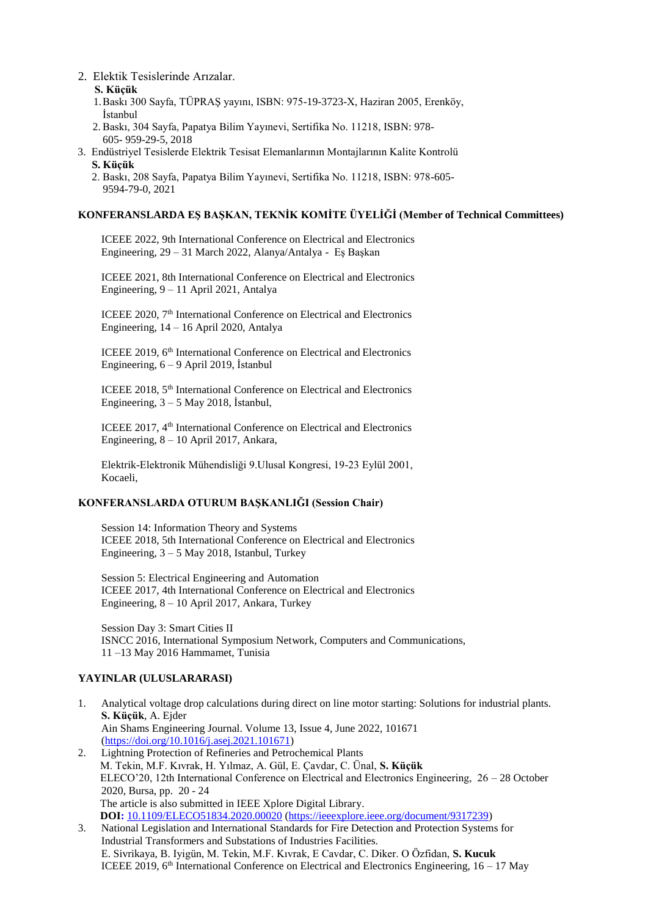2. Elektik Tesislerinde Arızalar.
   **S. Küçük**
   1. Baskı 300 Sayfa, TÜPRAŞ yayını, ISBN: 975-19-3723-X, Haziran 2005, Erenköy, İstanbul
   2. Baskı, 304 Sayfa, Papatya Bilim Yayınevi, Sertifika No. 11218, ISBN: 978-605- 959-29-5, 2018
3. Endüstriyel Tesislerde Elektrik Tesisat Elemanlarının Montajlarının Kalite Kontrolü
   **S. Küçük**
   2. Baskı, 208 Sayfa, Papatya Bilim Yayınevi, Sertifika No. 11218, ISBN: 978-605-9594-79-0, 2021

## KONFERANSLARDA EŞ BAŞKAN, TEKNİK KOMİTE ÜYELİĞİ (Member of Technical Committees)

ICEEE 2022, 9th International Conference on Electrical and Electronics Engineering, 29 – 31 March 2022, Alanya/Antalya - Eş Başkan

ICEEE 2021, 8th International Conference on Electrical and Electronics Engineering, 9 – 11 April 2021, Antalya

ICEEE 2020, 7th International Conference on Electrical and Electronics Engineering, 14 – 16 April 2020, Antalya

ICEEE 2019, 6th International Conference on Electrical and Electronics Engineering, 6 – 9 April 2019, İstanbul

ICEEE 2018, 5th International Conference on Electrical and Electronics Engineering, 3 – 5 May 2018, İstanbul,

ICEEE 2017, 4th International Conference on Electrical and Electronics Engineering, 8 – 10 April 2017, Ankara,

Elektrik-Elektronik Mühendisliği 9.Ulusal Kongresi, 19-23 Eylül 2001, Kocaeli,

## KONFERANSLARDA OTURUM BAŞKANLIĞI (Session Chair)

Session 14: Information Theory and Systems
ICEEE 2018, 5th International Conference on Electrical and Electronics Engineering, 3 – 5 May 2018, Istanbul, Turkey

Session 5: Electrical Engineering and Automation
ICEEE 2017, 4th International Conference on Electrical and Electronics Engineering, 8 – 10 April 2017, Ankara, Turkey

Session Day 3: Smart Cities II
ISNCC 2016, International Symposium Network, Computers and Communications, 11 –13 May 2016 Hammamet, Tunisia

## YAYINLAR (ULUSLARARASI)

1. Analytical voltage drop calculations during direct on line motor starting: Solutions for industrial plants.
   **S. Küçük**, A. Ejder
   Ain Shams Engineering Journal. Volume 13, Issue 4, June 2022, 101671
   (https://doi.org/10.1016/j.asej.2021.101671)
2. Lightning Protection of Refineries and Petrochemical Plants
   M. Tekin, M.F. Kıvrak, H. Yılmaz, A. Gül, E. Çavdar, C. Ünal, **S. Küçük**
   ELECO'20, 12th International Conference on Electrical and Electronics Engineering, 26 – 28 October 2020, Bursa, pp. 20 - 24
   The article is also submitted in IEEE Xplore Digital Library.
   **DOI:** 10.1109/ELECO51834.2020.00020 (https://ieeexplore.ieee.org/document/9317239)
3. National Legislation and International Standards for Fire Detection and Protection Systems for Industrial Transformers and Substations of Industries Facilities.
   E. Sivrikaya, B. Iyigün, M. Tekin, M.F. Kıvrak, E Cavdar, C. Diker. O Özfidan, **S. Kucuk**
   ICEEE 2019, 6th International Conference on Electrical and Electronics Engineering, 16 – 17 May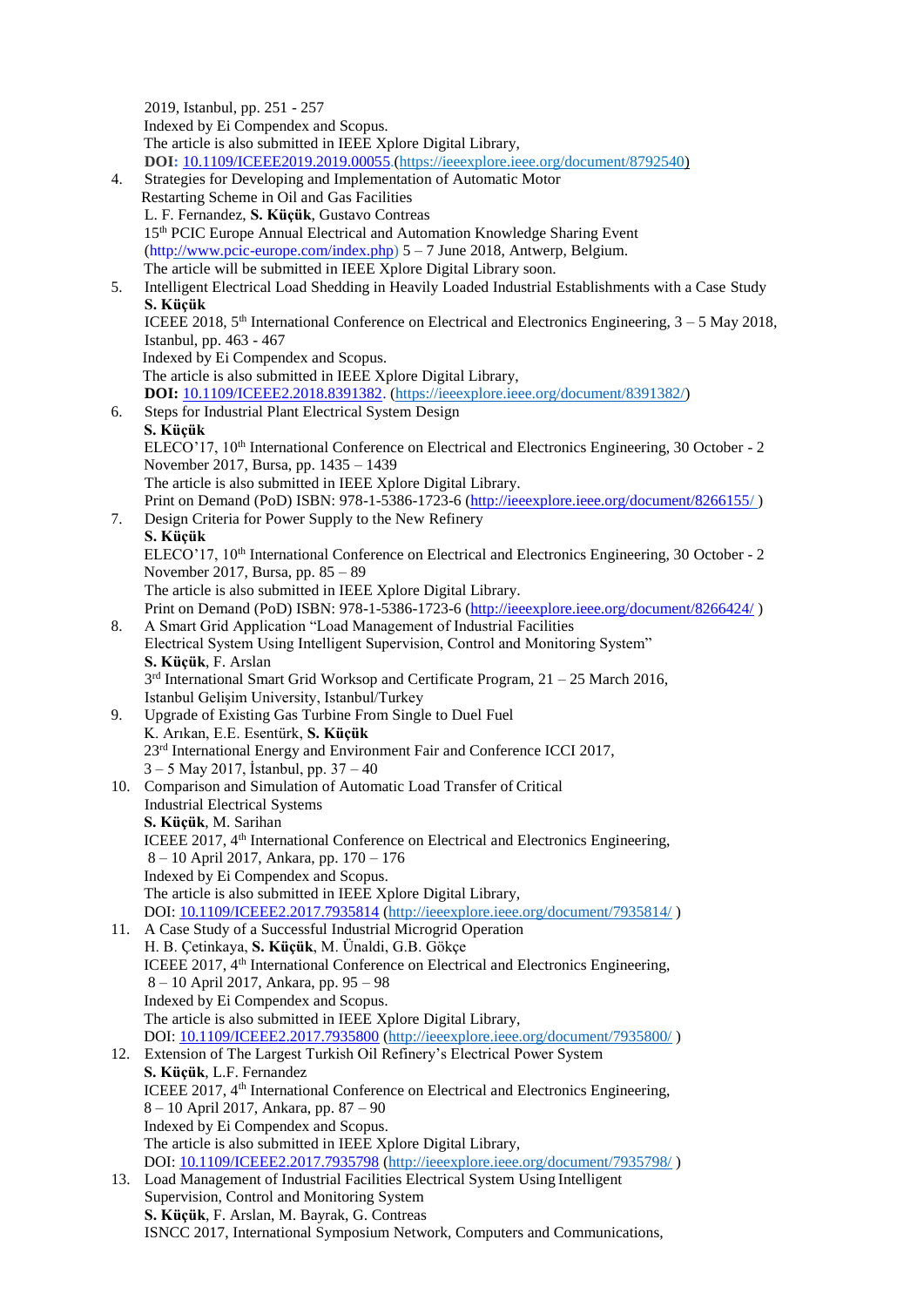2019, Istanbul, pp. 251 - 257
Indexed by Ei Compendex and Scopus.
The article is also submitted in IEEE Xplore Digital Library,
**DOI:** 10.1109/ICEEE2019.2019.00055.(https://ieeexplore.ieee.org/document/8792540)

4. Strategies for Developing and Implementation of Automatic Motor Restarting Scheme in Oil and Gas Facilities
L. F. Fernandez, **S. Küçük**, Gustavo Contreas
15th PCIC Europe Annual Electrical and Automation Knowledge Sharing Event (http://www.pcic-europe.com/index.php) 5 – 7 June 2018, Antwerp, Belgium.
The article will be submitted in IEEE Xplore Digital Library soon.

5. Intelligent Electrical Load Shedding in Heavily Loaded Industrial Establishments with a Case Study
**S. Küçük**
ICEEE 2018, 5th International Conference on Electrical and Electronics Engineering, 3 – 5 May 2018, Istanbul, pp. 463 - 467
Indexed by Ei Compendex and Scopus.
The article is also submitted in IEEE Xplore Digital Library,
**DOI:** 10.1109/ICEEE2.2018.8391382. (https://ieeexplore.ieee.org/document/8391382/)

6. Steps for Industrial Plant Electrical System Design
**S. Küçük**
ELECO'17, 10th International Conference on Electrical and Electronics Engineering, 30 October - 2 November 2017, Bursa, pp. 1435 – 1439
The article is also submitted in IEEE Xplore Digital Library.
Print on Demand (PoD) ISBN: 978-1-5386-1723-6 (http://ieeexplore.ieee.org/document/8266155/ )

7. Design Criteria for Power Supply to the New Refinery
**S. Küçük**
ELECO'17, 10th International Conference on Electrical and Electronics Engineering, 30 October - 2 November 2017, Bursa, pp. 85 – 89
The article is also submitted in IEEE Xplore Digital Library.
Print on Demand (PoD) ISBN: 978-1-5386-1723-6 (http://ieeexplore.ieee.org/document/8266424/ )

8. A Smart Grid Application "Load Management of Industrial Facilities Electrical System Using Intelligent Supervision, Control and Monitoring System"
**S. Küçük**, F. Arslan
3rd International Smart Grid Worksop and Certificate Program, 21 – 25 March 2016, Istanbul Gelişim University, Istanbul/Turkey

9. Upgrade of Existing Gas Turbine From Single to Duel Fuel
K. Arıkan, E.E. Esentürk, **S. Küçük**
23rd International Energy and Environment Fair and Conference ICCI 2017, 3 – 5 May 2017, İstanbul, pp. 37 – 40

10. Comparison and Simulation of Automatic Load Transfer of Critical Industrial Electrical Systems
**S. Küçük**, M. Sarihan
ICEEE 2017, 4th International Conference on Electrical and Electronics Engineering, 8 – 10 April 2017, Ankara, pp. 170 – 176
Indexed by Ei Compendex and Scopus.
The article is also submitted in IEEE Xplore Digital Library,
DOI: 10.1109/ICEEE2.2017.7935814 (http://ieeexplore.ieee.org/document/7935814/ )

11. A Case Study of a Successful Industrial Microgrid Operation
H. B. Çetinkaya, **S. Küçük**, M. Ünaldi, G.B. Gökçe
ICEEE 2017, 4th International Conference on Electrical and Electronics Engineering, 8 – 10 April 2017, Ankara, pp. 95 – 98
Indexed by Ei Compendex and Scopus.
The article is also submitted in IEEE Xplore Digital Library,
DOI: 10.1109/ICEEE2.2017.7935800 (http://ieeexplore.ieee.org/document/7935800/ )

12. Extension of The Largest Turkish Oil Refinery's Electrical Power System
**S. Küçük**, L.F. Fernandez
ICEEE 2017, 4th International Conference on Electrical and Electronics Engineering, 8 – 10 April 2017, Ankara, pp. 87 – 90
Indexed by Ei Compendex and Scopus.
The article is also submitted in IEEE Xplore Digital Library,
DOI: 10.1109/ICEEE2.2017.7935798 (http://ieeexplore.ieee.org/document/7935798/ )

13. Load Management of Industrial Facilities Electrical System Using Intelligent Supervision, Control and Monitoring System
**S. Küçük**, F. Arslan, M. Bayrak, G. Contreas
ISNCC 2017, International Symposium Network, Computers and Communications,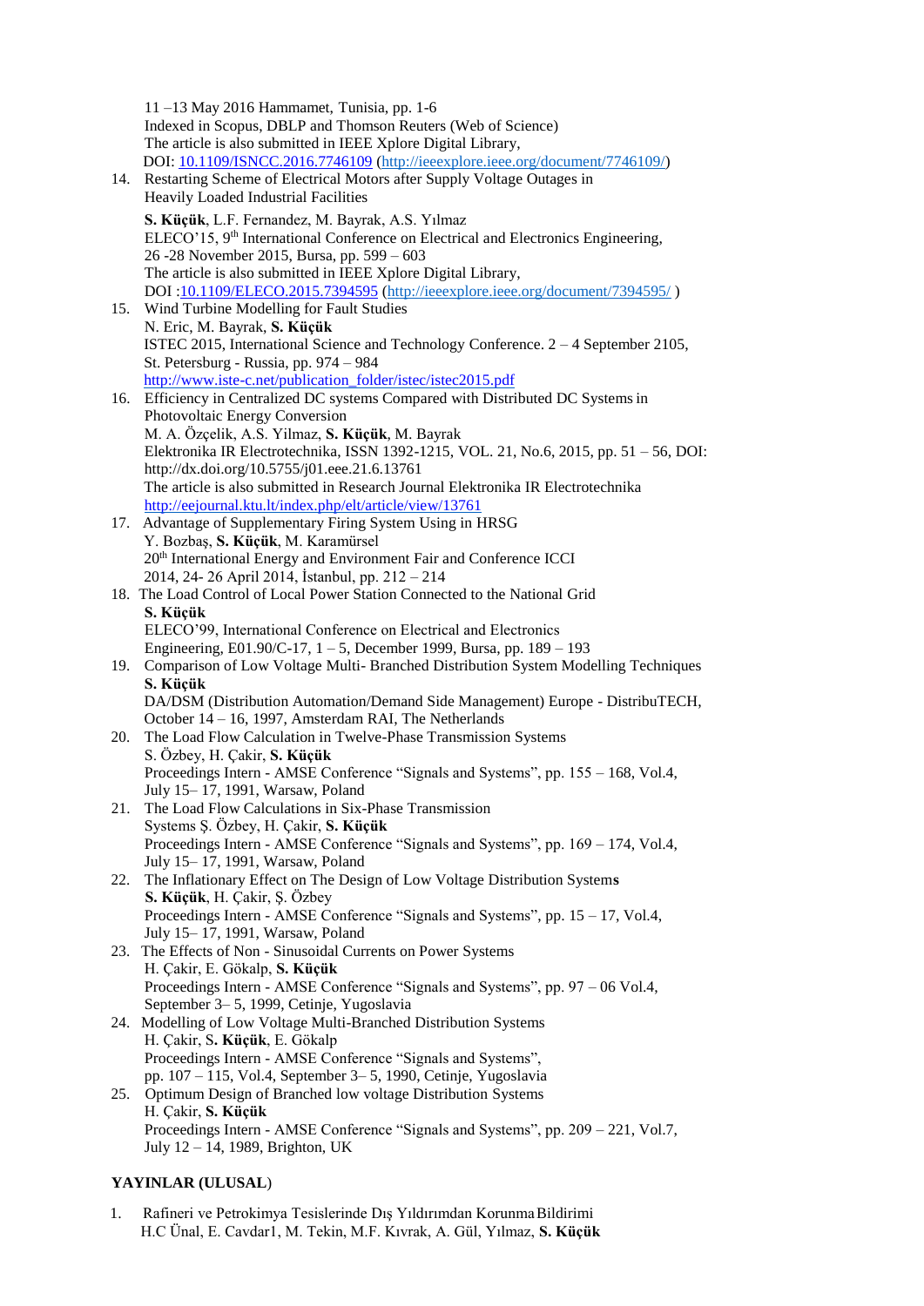11 –13 May 2016 Hammamet, Tunisia, pp. 1-6
Indexed in Scopus, DBLP and Thomson Reuters (Web of Science)
The article is also submitted in IEEE Xplore Digital Library,
DOI: 10.1109/ISNCC.2016.7746109 (http://ieeexplore.ieee.org/document/7746109/)

14. Restarting Scheme of Electrical Motors after Supply Voltage Outages in Heavily Loaded Industrial Facilities
**S. Küçük**, L.F. Fernandez, M. Bayrak, A.S. Yılmaz
ELECO'15, 9th International Conference on Electrical and Electronics Engineering, 26 -28 November 2015, Bursa, pp. 599 – 603
The article is also submitted in IEEE Xplore Digital Library,
DOI :10.1109/ELECO.2015.7394595 (http://ieeexplore.ieee.org/document/7394595/ )
15. Wind Turbine Modelling for Fault Studies
N. Eric, M. Bayrak, **S. Küçük**
ISTEC 2015, International Science and Technology Conference. 2 – 4 September 2105, St. Petersburg - Russia, pp. 974 – 984
http://www.iste-c.net/publication_folder/istec/istec2015.pdf
16. Efficiency in Centralized DC systems Compared with Distributed DC Systems in Photovoltaic Energy Conversion
M. A. Özçelik, A.S. Yilmaz, **S. Küçük**, M. Bayrak
Elektronika IR Electrotechnika, ISSN 1392-1215, VOL. 21, No.6, 2015, pp. 51 – 56, DOI: http://dx.doi.org/10.5755/j01.eee.21.6.13761
The article is also submitted in Research Journal Elektronika IR Electrotechnika
http://eejournal.ktu.lt/index.php/elt/article/view/13761
17. Advantage of Supplementary Firing System Using in HRSG
Y. Bozbaş, **S. Küçük**, M. Karamürsel
20th International Energy and Environment Fair and Conference ICCI 2014, 24- 26 April 2014, İstanbul, pp. 212 – 214
18. The Load Control of Local Power Station Connected to the National Grid
**S. Küçük**
ELECO'99, International Conference on Electrical and Electronics Engineering, E01.90/C-17, 1 – 5, December 1999, Bursa, pp. 189 – 193
19. Comparison of Low Voltage Multi- Branched Distribution System Modelling Techniques
**S. Küçük**
DA/DSM (Distribution Automation/Demand Side Management) Europe - DistribuTECH, October 14 – 16, 1997, Amsterdam RAI, The Netherlands
20. The Load Flow Calculation in Twelve-Phase Transmission Systems
S. Özbey, H. Çakir, **S. Küçük**
Proceedings Intern - AMSE Conference "Signals and Systems", pp. 155 – 168, Vol.4, July 15– 17, 1991, Warsaw, Poland
21. The Load Flow Calculations in Six-Phase Transmission Systems Ş. Özbey, H. Çakir, **S. Küçük**
Proceedings Intern - AMSE Conference "Signals and Systems", pp. 169 – 174, Vol.4, July 15– 17, 1991, Warsaw, Poland
22. The Inflationary Effect on The Design of Low Voltage Distribution Systems
**S. Küçük**, H. Çakir, Ş. Özbey
Proceedings Intern - AMSE Conference "Signals and Systems", pp. 15 – 17, Vol.4, July 15– 17, 1991, Warsaw, Poland
23. The Effects of Non - Sinusoidal Currents on Power Systems
H. Çakir, E. Gökalp, **S. Küçük**
Proceedings Intern - AMSE Conference "Signals and Systems", pp. 97 – 06 Vol.4, September 3– 5, 1999, Cetinje, Yugoslavia
24. Modelling of Low Voltage Multi-Branched Distribution Systems
H. Çakir, S**. Küçük**, E. Gökalp
Proceedings Intern - AMSE Conference "Signals and Systems", pp. 107 – 115, Vol.4, September 3– 5, 1990, Cetinje, Yugoslavia
25. Optimum Design of Branched low voltage Distribution Systems
H. Çakir, **S. Küçük**
Proceedings Intern - AMSE Conference "Signals and Systems", pp. 209 – 221, Vol.7, July 12 – 14, 1989, Brighton, UK

**YAYINLAR (ULUSAL**)

1. Rafineri ve Petrokimya Tesislerinde Dış Yıldırımdan Korunma Bildirimi
H.C Ünal, E. Cavdar1, M. Tekin, M.F. Kıvrak, A. Gül, Yılmaz, **S. Küçük**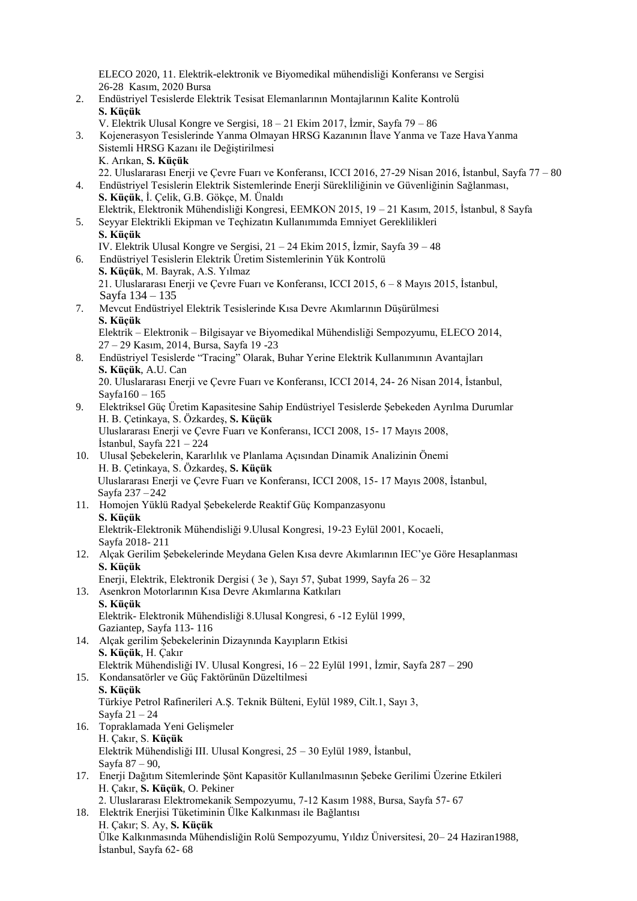ELECO 2020, 11. Elektrik-elektronik ve Biyomedikal mühendisliği Konferansı ve Sergisi
26-28 Kasım, 2020 Bursa

2. Endüstriyel Tesislerde Elektrik Tesisat Elemanlarının Montajlarının Kalite Kontrolü
   **S. Küçük**
   V. Elektrik Ulusal Kongre ve Sergisi, 18 – 21 Ekim 2017, İzmir, Sayfa 79 – 86
3. Kojenerasyon Tesislerinde Yanma Olmayan HRSG Kazanının İlave Yanma ve Taze Hava Yanma Sistemli HRSG Kazanı ile Değiştirilmesi
   K. Arıkan, **S. Küçük**
   22. Uluslararası Enerji ve Çevre Fuarı ve Konferansı, ICCI 2016, 27-29 Nisan 2016, İstanbul, Sayfa 77 – 80
4. Endüstriyel Tesislerin Elektrik Sistemlerinde Enerji Sürekliliğinin ve Güvenliğinin Sağlanması,
   **S. Küçük**, İ. Çelik, G.B. Gökçe, M. Ünaldı
   Elektrik, Elektronik Mühendisliği Kongresi, EEMKON 2015, 19 – 21 Kasım, 2015, İstanbul, 8 Sayfa
5. Seyyar Elektrikli Ekipman ve Teçhizatın Kullanımımda Emniyet Gereklilikleri
   **S. Küçük**
   IV. Elektrik Ulusal Kongre ve Sergisi, 21 – 24 Ekim 2015, İzmir, Sayfa 39 – 48
6. Endüstriyel Tesislerin Elektrik Üretim Sistemlerinin Yük Kontrolü
   **S. Küçük**, M. Bayrak, A.S. Yılmaz
   21. Uluslararası Enerji ve Çevre Fuarı ve Konferansı, ICCI 2015, 6 – 8 Mayıs 2015, İstanbul, Sayfa 134 – 135
7. Mevcut Endüstriyel Elektrik Tesislerinde Kısa Devre Akımlarının Düşürülmesi
   **S. Küçük**
   Elektrik – Elektronik – Bilgisayar ve Biyomedikal Mühendisliği Sempozyumu, ELECO 2014, 27 – 29 Kasım, 2014, Bursa, Sayfa 19 -23
8. Endüstriyel Tesislerde "Tracing" Olarak, Buhar Yerine Elektrik Kullanımının Avantajları
   **S. Küçük**, A.U. Can
   20. Uluslararası Enerji ve Çevre Fuarı ve Konferansı, ICCI 2014, 24- 26 Nisan 2014, İstanbul, Sayfa160 – 165
9. Elektriksel Güç Üretim Kapasitesine Sahip Endüstriyel Tesislerde Şebekeden Ayrılma Durumlar
   H. B. Çetinkaya, S. Özkardeş, **S. Küçük**
   Uluslararası Enerji ve Çevre Fuarı ve Konferansı, ICCI 2008, 15- 17 Mayıs 2008, İstanbul, Sayfa 221 – 224
10. Ulusal Şebekelerin, Kararlılık ve Planlama Açısından Dinamik Analizinin Önemi
    H. B. Çetinkaya, S. Özkardeş, **S. Küçük**
    Uluslararası Enerji ve Çevre Fuarı ve Konferansı, ICCI 2008, 15- 17 Mayıs 2008, İstanbul, Sayfa 237 – 242
11. Homojen Yüklü Radyal Şebekelerde Reaktif Güç Kompanzasyonu
    **S. Küçük**
    Elektrik-Elektronik Mühendisliği 9.Ulusal Kongresi, 19-23 Eylül 2001, Kocaeli, Sayfa 2018- 211
12. Alçak Gerilim Şebekelerinde Meydana Gelen Kısa devre Akımlarının IEC'ye Göre Hesaplanması
    **S. Küçük**
    Enerji, Elektrik, Elektronik Dergisi ( 3e ), Sayı 57, Şubat 1999, Sayfa 26 – 32
13. Asenkron Motorlarının Kısa Devre Akımlarına Katkıları
    **S. Küçük**
    Elektrik- Elektronik Mühendisliği 8.Ulusal Kongresi, 6 -12 Eylül 1999, Gaziantep, Sayfa 113- 116
14. Alçak gerilim Şebekelerinin Dizaynında Kayıpların Etkisi
    **S. Küçük**, H. Çakır
    Elektrik Mühendisliği IV. Ulusal Kongresi, 16 – 22 Eylül 1991, İzmir, Sayfa 287 – 290
15. Kondansatörler ve Güç Faktörünün Düzeltilmesi
    **S. Küçük**
    Türkiye Petrol Rafinerileri A.Ş. Teknik Bülteni, Eylül 1989, Cilt.1, Sayı 3, Sayfa 21 – 24
16. Topraklamada Yeni Gelişmeler
    H. Çakır, S. **Küçük**
    Elektrik Mühendisliği III. Ulusal Kongresi, 25 – 30 Eylül 1989, İstanbul, Sayfa 87 – 90,
17. Enerji Dağıtım Sitemlerinde Şönt Kapasitör Kullanılmasının Şebeke Gerilimi Üzerine Etkileri
    H. Çakır, **S. Küçük**, O. Pekiner
    2. Uluslararası Elektromekanik Sempozyumu, 7-12 Kasım 1988, Bursa, Sayfa 57- 67
18. Elektrik Enerjisi Tüketiminin Ülke Kalkınması ile Bağlantısı
    H. Çakır; S. Ay, **S. Küçük**
    Ülke Kalkınmasında Mühendisliğin Rolü Sempozyumu, Yıldız Üniversitesi, 20– 24 Haziran1988, İstanbul, Sayfa 62- 68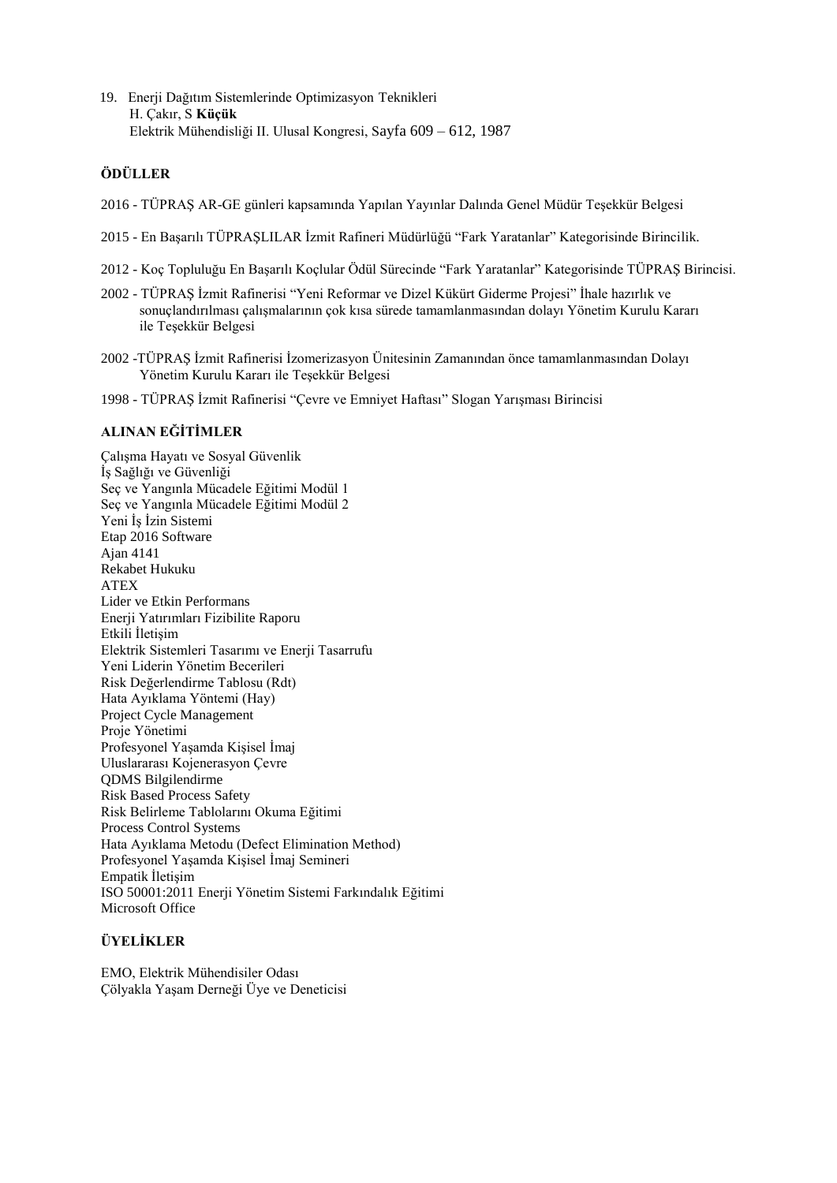19. Enerji Dağıtım Sistemlerinde Optimizasyon Teknikleri
    H. Çakır, S **Küçük**
    Elektrik Mühendisliği II. Ulusal Kongresi, Sayfa 609 – 612, 1987

## ÖDÜLLER

2016 - TÜPRAŞ AR-GE günleri kapsamında Yapılan Yayınlar Dalında Genel Müdür Teşekkür Belgesi

2015 - En Başarılı TÜPRAŞLILAR İzmit Rafineri Müdürlüğü "Fark Yaratanlar" Kategorisinde Birincilik.

2012 - Koç Topluluğu En Başarılı Koçlular Ödül Sürecinde "Fark Yaratanlar" Kategorisinde TÜPRAŞ Birincisi.

2002 - TÜPRAŞ İzmit Rafinerisi "Yeni Reformar ve Dizel Kükürt Giderme Projesi" İhale hazırlık ve sonuçlandırılması çalışmalarının çok kısa sürede tamamlanmasından dolayı Yönetim Kurulu Kararı ile Teşekkür Belgesi

2002 -TÜPRAŞ İzmit Rafinerisi İzomerizasyon Ünitesinin Zamanından önce tamamlanmasından Dolayı Yönetim Kurulu Kararı ile Teşekkür Belgesi

1998 - TÜPRAŞ İzmit Rafinerisi "Çevre ve Emniyet Haftası" Slogan Yarışması Birincisi

## ALINAN EĞİTİMLER

Çalışma Hayatı ve Sosyal Güvenlik
İş Sağlığı ve Güvenliği
Seç ve Yangınla Mücadele Eğitimi Modül 1
Seç ve Yangınla Mücadele Eğitimi Modül 2
Yeni İş İzin Sistemi
Etap 2016 Software
Ajan 4141
Rekabet Hukuku
ATEX
Lider ve Etkin Performans
Enerji Yatırımları Fizibilite Raporu
Etkili İletişim
Elektrik Sistemleri Tasarımı ve Enerji Tasarrufu
Yeni Liderin Yönetim Becerileri
Risk Değerlendirme Tablosu (Rdt)
Hata Ayıklama Yöntemi (Hay)
Project Cycle Management
Proje Yönetimi
Profesyonel Yaşamda Kişisel İmaj
Uluslararası Kojenerasyon Çevre
QDMS Bilgilendirme
Risk Based Process Safety
Risk Belirleme Tablolarını Okuma Eğitimi
Process Control Systems
Hata Ayıklama Metodu (Defect Elimination Method)
Profesyonel Yaşamda Kişisel İmaj Semineri
Empatik İletişim
ISO 50001:2011 Enerji Yönetim Sistemi Farkındalık Eğitimi
Microsoft Office

## ÜYELİKLER

EMO, Elektrik Mühendisiler Odası
Çölyakla Yaşam Derneği Üye ve Deneticisi